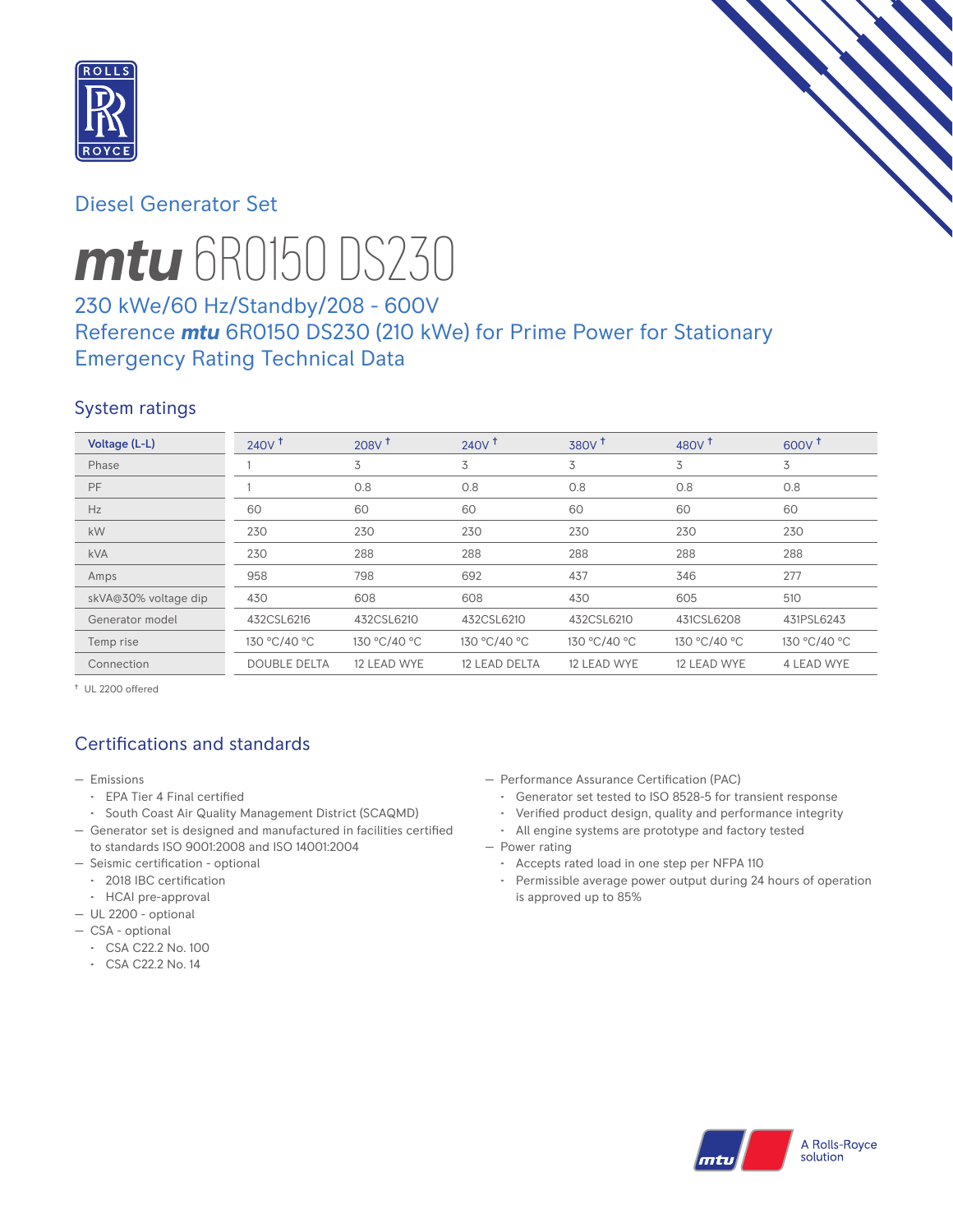Diesel Generator Set

# mtu 6R0150 DS230

## 230 kWe/60 Hz/Standby/208 - 600V
## Reference mtu 6R0150 DS230 (210 kWe) for Prime Power for Stationary Emergency Rating Technical Data

### System ratings

| Voltage (L-L) | 240V † | 208V † | 240V † | 380V † | 480V † | 600V † |
|---|---|---|---|---|---|---|
| Phase | 1 | 3 | 3 | 3 | 3 | 3 |
| PF | 1 | 0.8 | 0.8 | 0.8 | 0.8 | 0.8 |
| Hz | 60 | 60 | 60 | 60 | 60 | 60 |
| kW | 230 | 230 | 230 | 230 | 230 | 230 |
| kVA | 230 | 288 | 288 | 288 | 288 | 288 |
| Amps | 958 | 798 | 692 | 437 | 346 | 277 |
| skVA@30% voltage dip | 430 | 608 | 608 | 430 | 605 | 510 |
| Generator model | 432CSL6216 | 432CSL6210 | 432CSL6210 | 432CSL6210 | 431CSL6208 | 431PSL6243 |
| Temp rise | 130 °C/40 °C | 130 °C/40 °C | 130 °C/40 °C | 130 °C/40 °C | 130 °C/40 °C | 130 °C/40 °C |
| Connection | DOUBLE DELTA | 12 LEAD WYE | 12 LEAD DELTA | 12 LEAD WYE | 12 LEAD WYE | 4 LEAD WYE |

† UL 2200 offered

### Certifications and standards

- Emissions
  - EPA Tier 4 Final certified
  - South Coast Air Quality Management District (SCAQMD)
- Generator set is designed and manufactured in facilities certified to standards ISO 9001:2008 and ISO 14001:2004
- Seismic certification - optional
  - 2018 IBC certification
  - HCAI pre-approval
- UL 2200 - optional
- CSA - optional
  - CSA C22.2 No. 100
  - CSA C22.2 No. 14
- Performance Assurance Certification (PAC)
  - Generator set tested to ISO 8528-5 for transient response
  - Verified product design, quality and performance integrity
  - All engine systems are prototype and factory tested
- Power rating
  - Accepts rated load in one step per NFPA 110
  - Permissible average power output during 24 hours of operation is approved up to 85%

A Rolls-Royce solution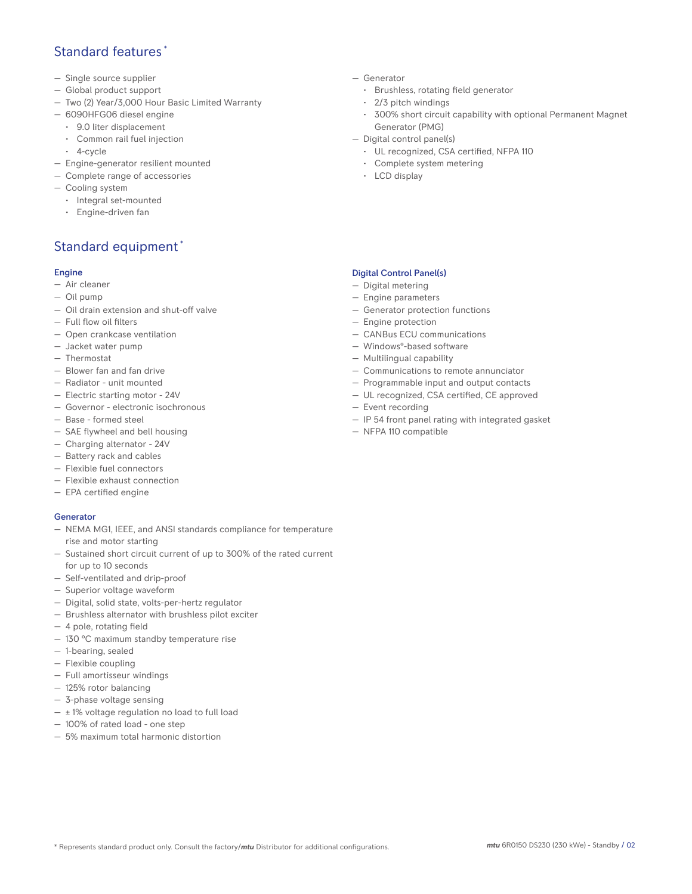## Standard features *

- Single source supplier
- Global product support
- Two (2) Year/3,000 Hour Basic Limited Warranty
- 6090HFG06 diesel engine
  - 9.0 liter displacement
  - Common rail fuel injection
  - 4-cycle
- Engine-generator resilient mounted
- Complete range of accessories
- Cooling system
  - Integral set-mounted
  - Engine-driven fan
- Generator
  - Brushless, rotating field generator
  - 2/3 pitch windings
  - 300% short circuit capability with optional Permanent Magnet Generator (PMG)
- Digital control panel(s)
  - UL recognized, CSA certified, NFPA 110
  - Complete system metering
  - LCD display

## Standard equipment *

### Engine

- Air cleaner
- Oil pump
- Oil drain extension and shut-off valve
- Full flow oil filters
- Open crankcase ventilation
- Jacket water pump
- Thermostat
- Blower fan and fan drive
- Radiator - unit mounted
- Electric starting motor - 24V
- Governor - electronic isochronous
- Base - formed steel
- SAE flywheel and bell housing
- Charging alternator - 24V
- Battery rack and cables
- Flexible fuel connectors
- Flexible exhaust connection
- EPA certified engine

### Generator

- NEMA MG1, IEEE, and ANSI standards compliance for temperature rise and motor starting
- Sustained short circuit current of up to 300% of the rated current for up to 10 seconds
- Self-ventilated and drip-proof
- Superior voltage waveform
- Digital, solid state, volts-per-hertz regulator
- Brushless alternator with brushless pilot exciter
- 4 pole, rotating field
- 130 °C maximum standby temperature rise
- 1-bearing, sealed
- Flexible coupling
- Full amortisseur windings
- 125% rotor balancing
- 3-phase voltage sensing
- ± 1% voltage regulation no load to full load
- 100% of rated load - one step
- 5% maximum total harmonic distortion

### Digital Control Panel(s)

- Digital metering
- Engine parameters
- Generator protection functions
- Engine protection
- CANBus ECU communications
- Windows®-based software
- Multilingual capability
- Communications to remote annunciator
- Programmable input and output contacts
- UL recognized, CSA certified, CE approved
- Event recording
- IP 54 front panel rating with integrated gasket
- NFPA 110 compatible

* Represents standard product only. Consult the factory/***mtu*** Distributor for additional configurations.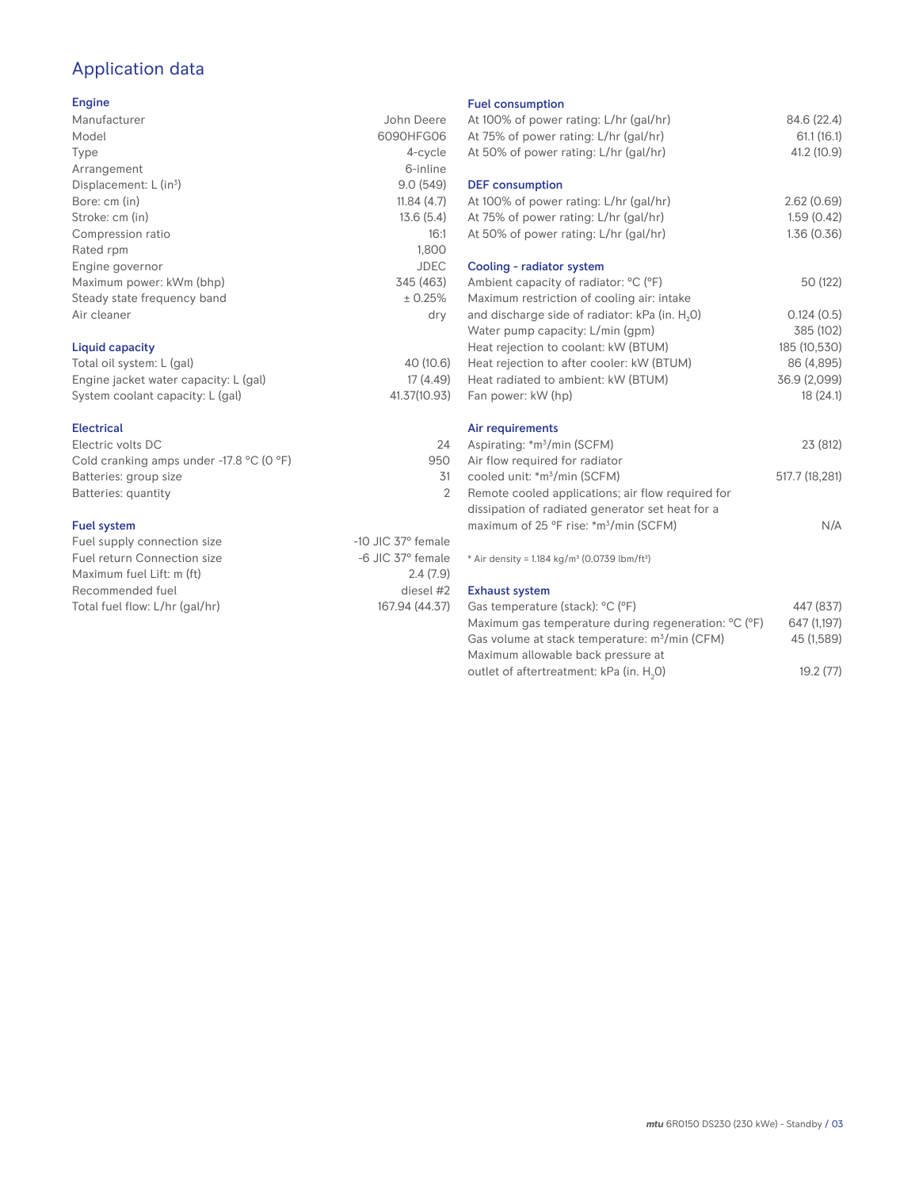# Application data

## Engine

| | |
|---|---|
| Manufacturer | John Deere |
| Model | 6090HFG06 |
| Type | 4-cycle |
| Arrangement | 6-inline |
| Displacement: L (in³) | 9.0 (549) |
| Bore: cm (in) | 11.84 (4.7) |
| Stroke: cm (in) | 13.6 (5.4) |
| Compression ratio | 16:1 |
| Rated rpm | 1,800 |
| Engine governor | JDEC |
| Maximum power: kWm (bhp) | 345 (463) |
| Steady state frequency band | ± 0.25% |
| Air cleaner | dry |

## Liquid capacity

| | |
|---|---|
| Total oil system: L (gal) | 40 (10.6) |
| Engine jacket water capacity: L (gal) | 17 (4.49) |
| System coolant capacity: L (gal) | 41.37(10.93) |

## Electrical

| | |
|---|---|
| Electric volts DC | 24 |
| Cold cranking amps under -17.8 °C (0 °F) | 950 |
| Batteries: group size | 31 |
| Batteries: quantity | 2 |

## Fuel system

| | |
|---|---|
| Fuel supply connection size | -10 JIC 37° female |
| Fuel return Connection size | -6 JIC 37° female |
| Maximum fuel Lift: m (ft) | 2.4 (7.9) |
| Recommended fuel | diesel #2 |
| Total fuel flow: L/hr (gal/hr) | 167.94 (44.37) |

## Fuel consumption

| | |
|---|---|
| At 100% of power rating: L/hr (gal/hr) | 84.6 (22.4) |
| At 75% of power rating: L/hr (gal/hr) | 61.1 (16.1) |
| At 50% of power rating: L/hr (gal/hr) | 41.2 (10.9) |

## DEF consumption

| | |
|---|---|
| At 100% of power rating: L/hr (gal/hr) | 2.62 (0.69) |
| At 75% of power rating: L/hr (gal/hr) | 1.59 (0.42) |
| At 50% of power rating: L/hr (gal/hr) | 1.36 (0.36) |

## Cooling - radiator system

| | |
|---|---|
| Ambient capacity of radiator: °C (°F) | 50 (122) |
| Maximum restriction of cooling air: intake and discharge side of radiator: kPa (in. $H_2O$) | 0.124 (0.5) |
| Water pump capacity: L/min (gpm) | 385 (102) |
| Heat rejection to coolant: kW (BTUM) | 185 (10,530) |
| Heat rejection to after cooler: kW (BTUM) | 86 (4,895) |
| Heat radiated to ambient: kW (BTUM) | 36.9 (2,099) |
| Fan power: kW (hp) | 18 (24.1) |

## Air requirements

| | |
|---|---|
| Aspirating: *m³/min (SCFM) | 23 (812) |
| Air flow required for radiator cooled unit: *m³/min (SCFM) | 517.7 (18,281) |
| Remote cooled applications; air flow required for dissipation of radiated generator set heat for a maximum of 25 °F rise: *m³/min (SCFM) | N/A |

* Air density = 1.184 kg/m³ (0.0739 lbm/ft³)

## Exhaust system

| | |
|---|---|
| Gas temperature (stack): °C (°F) | 447 (837) |
| Maximum gas temperature during regeneration: °C (°F) | 647 (1,197) |
| Gas volume at stack temperature: m³/min (CFM) | 45 (1,589) |
| Maximum allowable back pressure at outlet of aftertreatment: kPa (in. $H_2O$) | 19.2 (77) |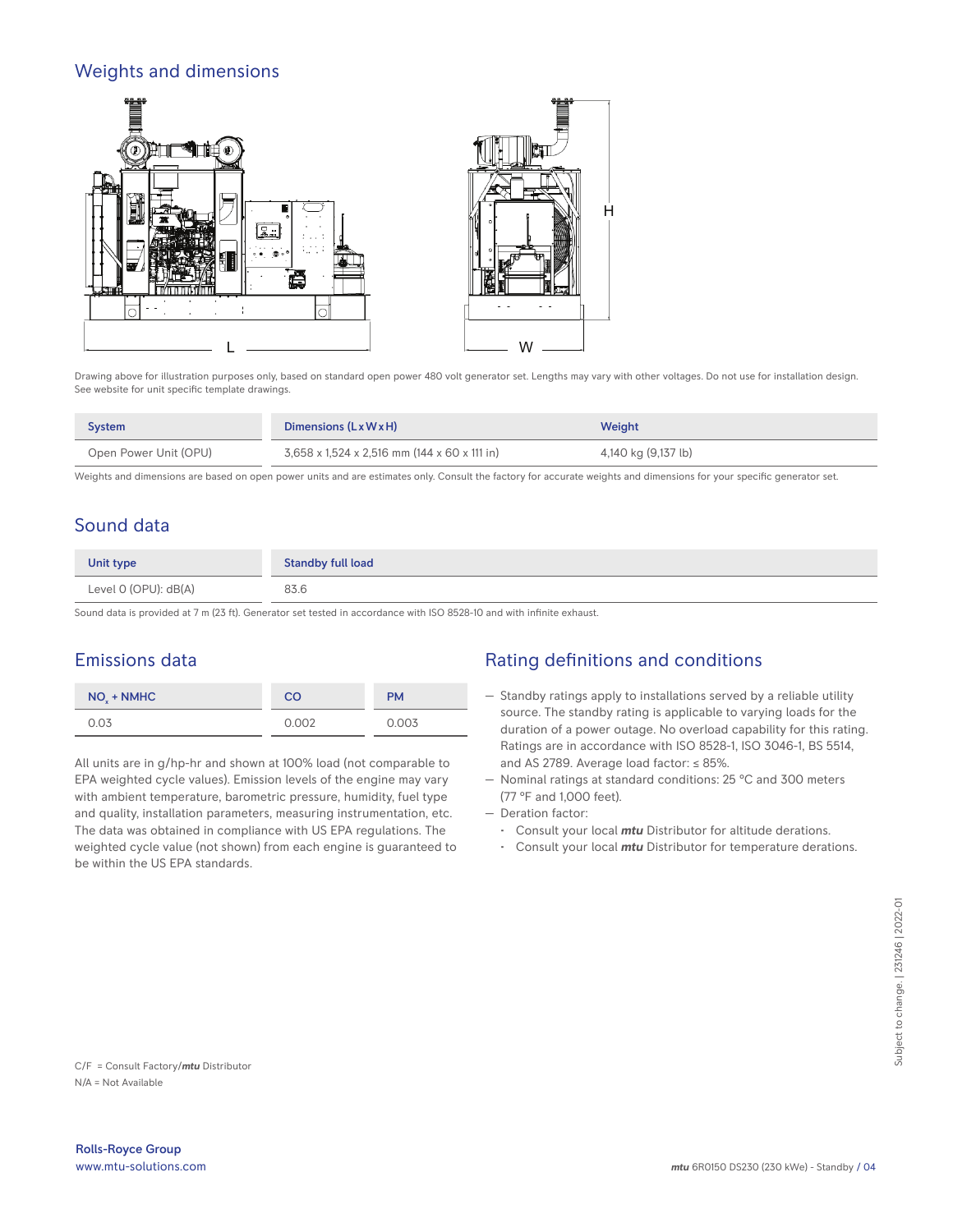## Weights and dimensions

L

W

H

Drawing above for illustration purposes only, based on standard open power 480 volt generator set. Lengths may vary with other voltages. Do not use for installation design. See website for unit specific template drawings.

| System | Dimensions (L x W x H) | Weight |
| --- | --- | --- |
| Open Power Unit (OPU) | 3,658 x 1,524 x 2,516 mm (144 x 60 x 111 in) | 4,140 kg (9,137 lb) |

Weights and dimensions are based on open power units and are estimates only. Consult the factory for accurate weights and dimensions for your specific generator set.

## Sound data

| Unit type | Standby full load |
| --- | --- |
| Level 0 (OPU): dB(A) | 83.6 |

Sound data is provided at 7 m (23 ft). Generator set tested in accordance with ISO 8528-10 and with infinite exhaust.

## Emissions data

| $NO_x$ + NMHC | CO | PM |
| --- | --- | --- |
| 0.03 | 0.002 | 0.003 |

All units are in g/hp-hr and shown at 100% load (not comparable to EPA weighted cycle values). Emission levels of the engine may vary with ambient temperature, barometric pressure, humidity, fuel type and quality, installation parameters, measuring instrumentation, etc. The data was obtained in compliance with US EPA regulations. The weighted cycle value (not shown) from each engine is guaranteed to be within the US EPA standards.

## Rating definitions and conditions

- Standby ratings apply to installations served by a reliable utility source. The standby rating is applicable to varying loads for the duration of a power outage. No overload capability for this rating. Ratings are in accordance with ISO 8528-1, ISO 3046-1, BS 5514, and AS 2789. Average load factor: ≤ 85%.
- Nominal ratings at standard conditions: 25 °C and 300 meters (77 °F and 1,000 feet).
- Deration factor:
  - Consult your local ***mtu*** Distributor for altitude derations.
  - Consult your local ***mtu*** Distributor for temperature derations.

C/F = Consult Factory/***mtu*** Distributor
N/A = Not Available

Subject to change. | 231246 | 2022-01

**Rolls-Royce Group**
www.mtu-solutions.com